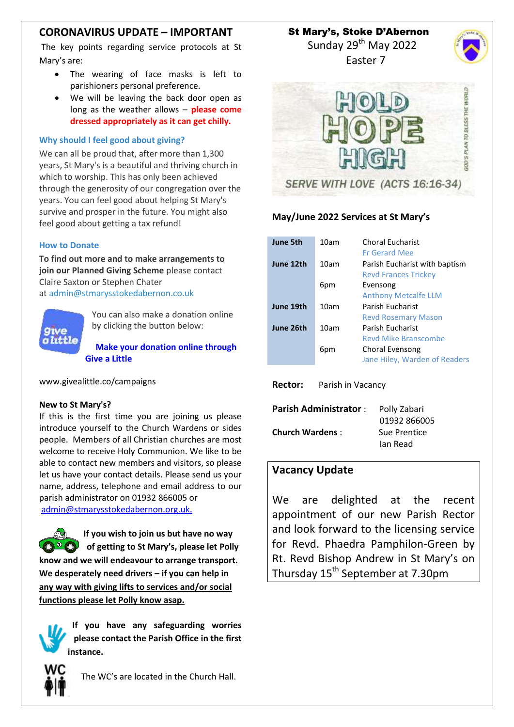## CORONAVIRUS UPDATE – IMPORTANT

The key points regarding service protocols at St Mary's are:

- The wearing of face masks is left to parishioners personal preference.
- We will be leaving the back door open as long as the weather allows – **please come dressed appropriately as it can get chilly.**

### Why should I feel good about giving?

We can all be proud that, after more than 1,300 years, St Mary's is a beautiful and thriving church in which to worship. This has only been achieved through the generosity of our congregation over the years. You can feel good about helping St Mary's survive and prosper in the future. You might also feel good about getting a tax refund!

### How to Donate

**To find out more and to make arrangements to join our Planned Giving Scheme** please contact Claire Saxton or Stephen Chater at admin@stmarysstokedabernon.co.uk

You can also make a donation online by clicking the button below:

**Make your donation online through Give a Little**

www.givealittle.co/campaigns

**New to St Mary's?**

If this is the first time you are joining us please introduce yourself to the Church Wardens or sides people. Members of all Christian churches are most welcome to receive Holy Communion. We like to be able to contact new members and visitors, so please let us have your contact details. Please send us your name, address, telephone and email address to our parish administrator on 01932 866005 or admin@stmarysstokedabernon.org.uk.

**If you wish to join us but have no way of getting to St Mary's, please let Polly know and we will endeavour to arrange transport. We desperately need drivers – if you can help in any way with giving lifts to services and/or social functions please let Polly know asap.**

**If you have any safeguarding worries please contact the Parish Office in the first instance.**

The WC's are located in the Church Hall.

# St Mary's, Stoke D'Abernon

Sunday 29th May 2022

Easter 7

HOLD HOPE HIGH

SERVE WITH LOVE (ACTS 16:16-34)

GOD'S PLAN TO BLESS THE WORLD

### May/June 2022 Services at St Mary's

| | | |
|---|---|---|
| **June 5th** | 10am | Choral Eucharist<br>Fr Gerard Mee |
| **June 12th** | 10am | Parish Eucharist with baptism<br>Revd Frances Trickey |
| | 6pm | Evensong<br>Anthony Metcalfe LLM |
| **June 19th** | 10am | Parish Eucharist<br>Revd Rosemary Mason |
| **June 26th** | 10am | Parish Eucharist<br>Revd Mike Branscombe |
| | 6pm | Choral Evensong<br>Jane Hiley, Warden of Readers |

**Rector:** Parish in Vacancy

**Parish Administrator** : Polly Zabari 01932 866005

**Church Wardens** : Sue Prentice, Ian Read

## Vacancy Update

We are delighted at the recent appointment of our new Parish Rector and look forward to the licensing service for Revd. Phaedra Pamphilon-Green by Rt. Revd Bishop Andrew in St Mary's on Thursday 15th September at 7.30pm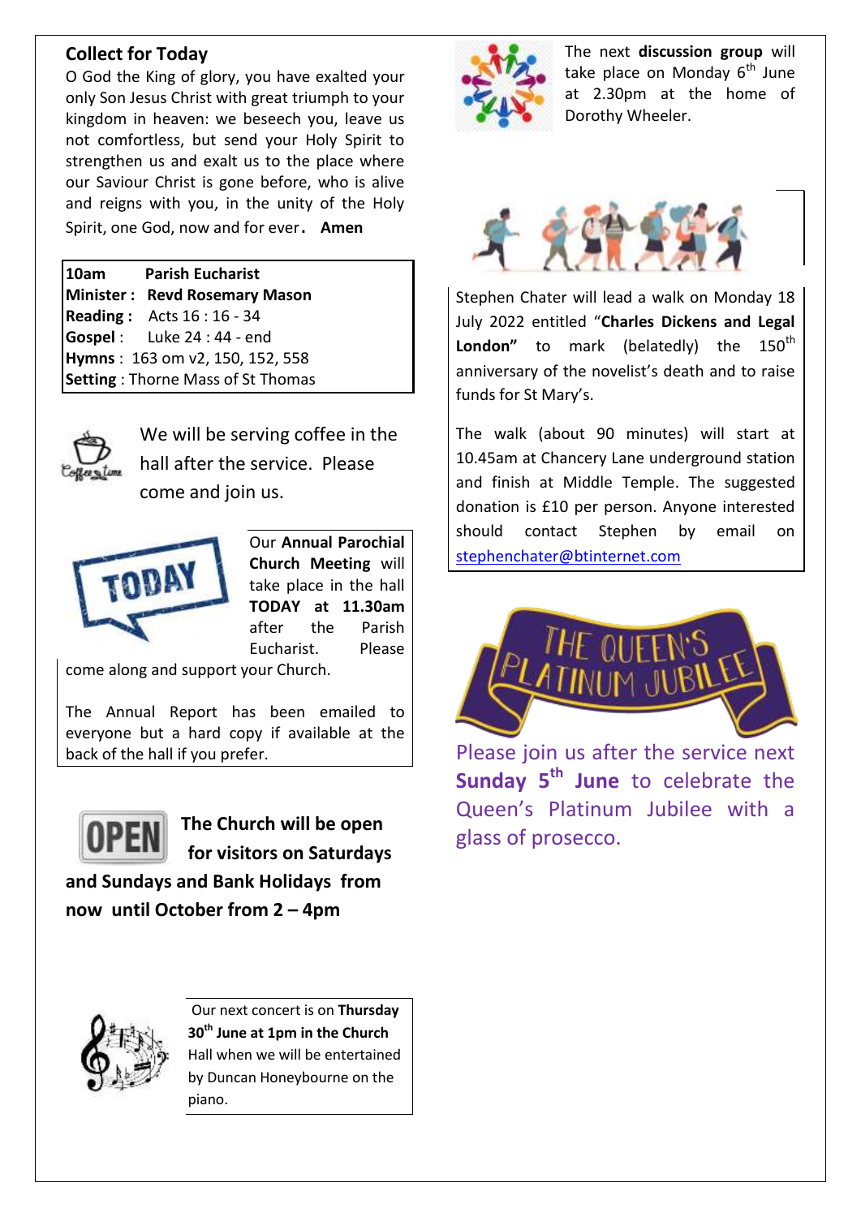## Collect for Today

O God the King of glory, you have exalted your only Son Jesus Christ with great triumph to your kingdom in heaven: we beseech you, leave us not comfortless, but send your Holy Spirit to strengthen us and exalt us to the place where our Saviour Christ is gone before, who is alive and reigns with you, in the unity of the Holy Spirit, one God, now and for ever. **Amen**

| | |
|---|---|
| **10am** | **Parish Eucharist** |
| **Minister :** | **Revd Rosemary Mason** |
| **Reading :** | Acts 16 : 16 - 34 |
| **Gospel** : | Luke 24 : 44 - end |
| **Hymns** : | 163 om v2, 150, 152, 558 |
| **Setting** : | Thorne Mass of St Thomas |

We will be serving coffee in the hall after the service. Please come and join us.

Our **Annual Parochial Church Meeting** will take place in the hall **TODAY at 11.30am** after the Parish Eucharist. Please come along and support your Church.

The Annual Report has been emailed to everyone but a hard copy if available at the back of the hall if you prefer.

**The Church will be open for visitors on Saturdays and Sundays and Bank Holidays from now until October from 2 – 4pm**

Our next concert is on **Thursday 30th June at 1pm in the Church** Hall when we will be entertained by Duncan Honeybourne on the piano.

The next **discussion group** will take place on Monday 6th June at 2.30pm at the home of Dorothy Wheeler.

Stephen Chater will lead a walk on Monday 18 July 2022 entitled "**Charles Dickens and Legal London"** to mark (belatedly) the 150th anniversary of the novelist's death and to raise funds for St Mary's.

The walk (about 90 minutes) will start at 10.45am at Chancery Lane underground station and finish at Middle Temple. The suggested donation is £10 per person. Anyone interested should contact Stephen by email on stephenchater@btinternet.com

THE QUEEN'S PLATINUM JUBILEE

Please join us after the service next **Sunday 5th June** to celebrate the Queen's Platinum Jubilee with a glass of prosecco.